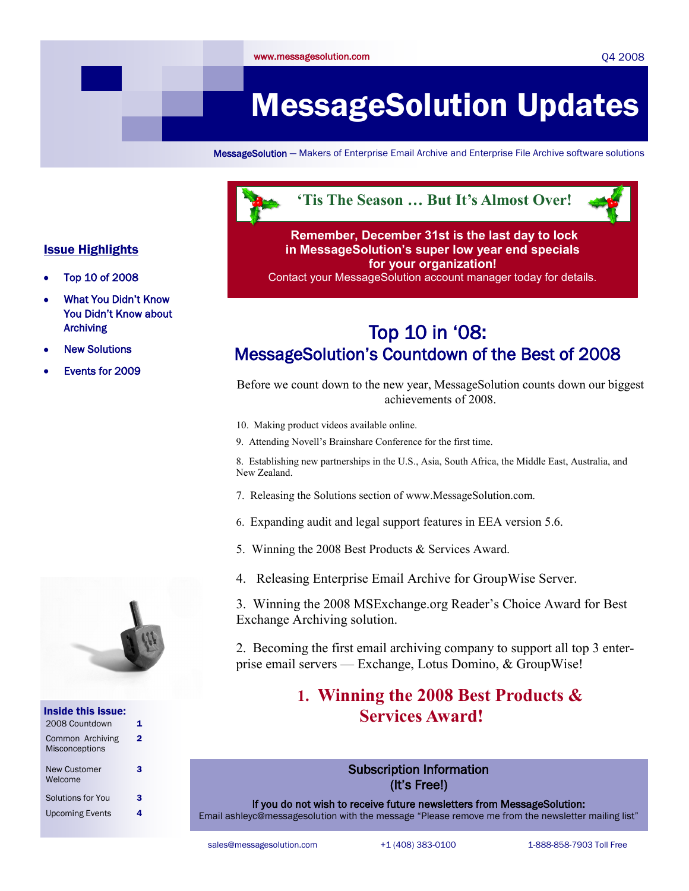www.messagesolution.com

Q4 2008

# MessageSolution Updates

**MessageSolution** — Makers of Enterprise Email Archive and Enterprise File Archive software solutions

## 'Tis The Season … But It's Almost Over!

**Remember, December 31st is the last day to lock in MessageSolution's super low year end specials for your organization!**

Contact your MessageSolution account manager today for details.

### Issue Highlights

- Top 10 of 2008
- What You Didn't Know You Didn't Know about Archiving
- New Solutions
- Events for 2009

## Top 10 in '08: MessageSolution's Countdown of the Best of 2008

Before we count down to the new year, MessageSolution counts down our biggest achievements of 2008.

10. Making product videos available online.

9. Attending Novell's Brainshare Conference for the first time.

8. Establishing new partnerships in the U.S., Asia, South Africa, the Middle East, Australia, and New Zealand.

7. Releasing the Solutions section of www.MessageSolution.com.

6. Expanding audit and legal support features in EEA version 5.6.

5. Winning the 2008 Best Products & Services Award.

4. Releasing Enterprise Email Archive for GroupWise Server.

3. Winning the 2008 MSExchange.org Reader's Choice Award for Best Exchange Archiving solution.

2. Becoming the first email archiving company to support all top 3 enterprise email servers — Exchange, Lotus Domino, & GroupWise!

**1. Winning the 2008 Best Products & Services Award!**

### Inside this issue:

| | |
|---|---|
| 2008 Countdown | 1 |
| Common Archiving Misconceptions | 2 |
| New Customer Welcome | 3 |
| Solutions for You | 3 |
| Upcoming Events | 4 |

### Subscription Information (It's Free!)

**If you do not wish to receive future newsletters from MessageSolution:**
Email ashleyc@messagesolution with the message "Please remove me from the newsletter mailing list"

sales@messagesolution.com | +1 (408) 383-0100 | 1-888-858-7903 Toll Free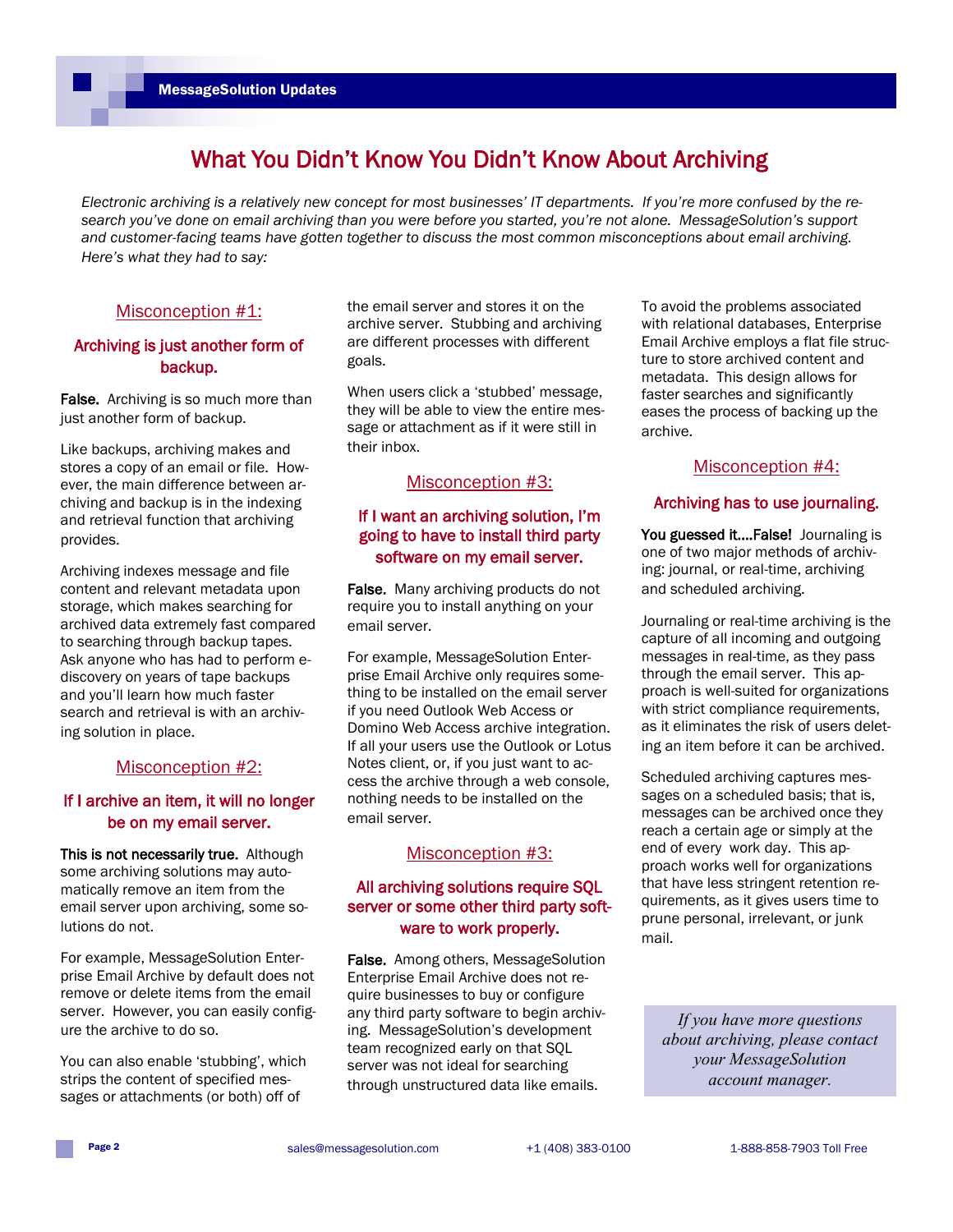# What You Didn't Know You Didn't Know About Archiving

*Electronic archiving is a relatively new concept for most businesses' IT departments. If you're more confused by the research you've done on email archiving than you were before you started, you're not alone. MessageSolution's support and customer-facing teams have gotten together to discuss the most common misconceptions about email archiving. Here's what they had to say:*

## Misconception #1:

### Archiving is just another form of backup.

**False.** Archiving is so much more than just another form of backup.

Like backups, archiving makes and stores a copy of an email or file. However, the main difference between archiving and backup is in the indexing and retrieval function that archiving provides.

Archiving indexes message and file content and relevant metadata upon storage, which makes searching for archived data extremely fast compared to searching through backup tapes. Ask anyone who has had to perform e-discovery on years of tape backups and you'll learn how much faster search and retrieval is with an archiving solution in place.

## Misconception #2:

### If I archive an item, it will no longer be on my email server.

**This is not necessarily true.** Although some archiving solutions may automatically remove an item from the email server upon archiving, some solutions do not.

For example, MessageSolution Enterprise Email Archive by default does not remove or delete items from the email server. However, you can easily configure the archive to do so.

You can also enable 'stubbing', which strips the content of specified messages or attachments (or both) off of the email server and stores it on the archive server. Stubbing and archiving are different processes with different goals.

When users click a 'stubbed' message, they will be able to view the entire message or attachment as if it were still in their inbox.

## Misconception #3:

### If I want an archiving solution, I'm going to have to install third party software on my email server.

**False.** Many archiving products do not require you to install anything on your email server.

For example, MessageSolution Enterprise Email Archive only requires something to be installed on the email server if you need Outlook Web Access or Domino Web Access archive integration. If all your users use the Outlook or Lotus Notes client, or, if you just want to access the archive through a web console, nothing needs to be installed on the email server.

## Misconception #3:

### All archiving solutions require SQL server or some other third party software to work properly.

**False.** Among others, MessageSolution Enterprise Email Archive does not require businesses to buy or configure any third party software to begin archiving. MessageSolution's development team recognized early on that SQL server was not ideal for searching through unstructured data like emails.

To avoid the problems associated with relational databases, Enterprise Email Archive employs a flat file structure to store archived content and metadata. This design allows for faster searches and significantly eases the process of backing up the archive.

## Misconception #4:

### Archiving has to use journaling.

**You guessed it….False!** Journaling is one of two major methods of archiving: journal, or real-time, archiving and scheduled archiving.

Journaling or real-time archiving is the capture of all incoming and outgoing messages in real-time, as they pass through the email server. This approach is well-suited for organizations with strict compliance requirements, as it eliminates the risk of users deleting an item before it can be archived.

Scheduled archiving captures messages on a scheduled basis; that is, messages can be archived once they reach a certain age or simply at the end of every work day. This approach works well for organizations that have less stringent retention requirements, as it gives users time to prune personal, irrelevant, or junk mail.

*If you have more questions about archiving, please contact your MessageSolution account manager.*

sales@messagesolution.com | +1 (408) 383-0100 | 1-888-858-7903 Toll Free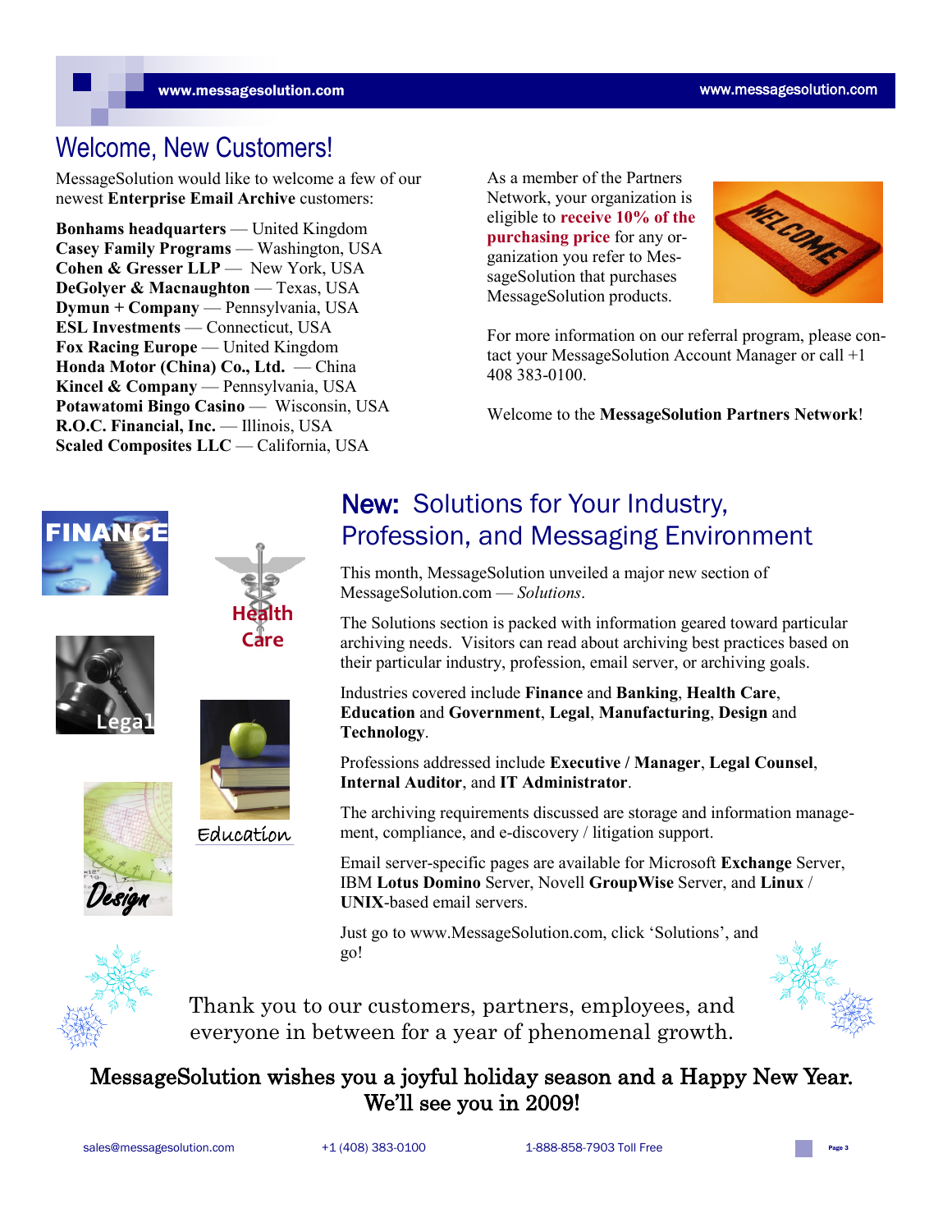## Welcome, New Customers!

MessageSolution would like to welcome a few of our newest **Enterprise Email Archive** customers:

**Bonhams headquarters** — United Kingdom
**Casey Family Programs** — Washington, USA
**Cohen & Gresser LLP** — New York, USA
**DeGolyer & Macnaughton** — Texas, USA
**Dymun + Company** — Pennsylvania, USA
**ESL Investments** — Connecticut, USA
**Fox Racing Europe** — United Kingdom
**Honda Motor (China) Co., Ltd.** — China
**Kincel & Company** — Pennsylvania, USA
**Potawatomi Bingo Casino** — Wisconsin, USA
**R.O.C. Financial, Inc.** — Illinois, USA
**Scaled Composites LLC** — California, USA

As a member of the Partners Network, your organization is eligible to **receive 10% of the purchasing price** for any organization you refer to MessageSolution that purchases MessageSolution products.

For more information on our referral program, please contact your MessageSolution Account Manager or call +1 408 383-0100.

Welcome to the **MessageSolution Partners Network**!

## New: Solutions for Your Industry, Profession, and Messaging Environment

This month, MessageSolution unveiled a major new section of MessageSolution.com — *Solutions*.

The Solutions section is packed with information geared toward particular archiving needs. Visitors can read about archiving best practices based on their particular industry, profession, email server, or archiving goals.

Industries covered include **Finance** and **Banking**, **Health Care**, **Education** and **Government**, **Legal**, **Manufacturing**, **Design** and **Technology**.

Professions addressed include **Executive / Manager**, **Legal Counsel**, **Internal Auditor**, and **IT Administrator**.

The archiving requirements discussed are storage and information management, compliance, and e-discovery / litigation support.

Email server-specific pages are available for Microsoft **Exchange** Server, IBM **Lotus Domino** Server, Novell **GroupWise** Server, and **Linux** / **UNIX**-based email servers.

Just go to www.MessageSolution.com, click 'Solutions', and go!

Thank you to our customers, partners, employees, and everyone in between for a year of phenomenal growth.

**MessageSolution wishes you a joyful holiday season and a Happy New Year. We'll see you in 2009!**

sales@messagesolution.com +1 (408) 383-0100 1-888-858-7903 Toll Free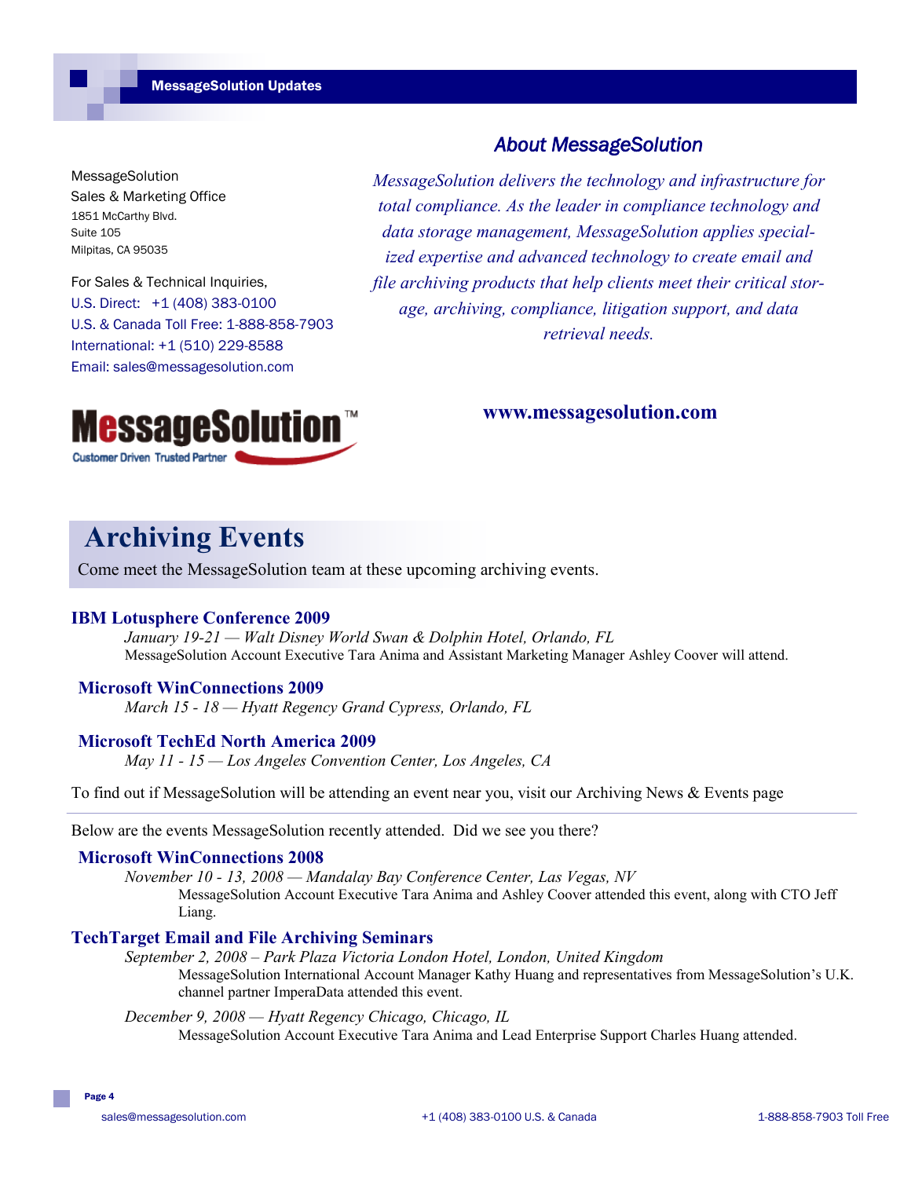## MessageSolution Updates

MessageSolution
Sales & Marketing Office
1851 McCarthy Blvd.
Suite 105
Milpitas, CA 95035

For Sales & Technical Inquiries,
U.S. Direct: +1 (408) 383-0100
U.S. & Canada Toll Free: 1-888-858-7903
International: +1 (510) 229-8588
Email: sales@messagesolution.com

MessageSolution™
Customer Driven Trusted Partner

### *About MessageSolution*

*MessageSolution delivers the technology and infrastructure for total compliance. As the leader in compliance technology and data storage management, MessageSolution applies specialized expertise and advanced technology to create email and file archiving products that help clients meet their critical storage, archiving, compliance, litigation support, and data retrieval needs.*

**www.messagesolution.com**

# Archiving Events

Come meet the MessageSolution team at these upcoming archiving events.

### IBM Lotusphere Conference 2009

*January 19-21 — Walt Disney World Swan & Dolphin Hotel, Orlando, FL*
MessageSolution Account Executive Tara Anima and Assistant Marketing Manager Ashley Coover will attend.

### Microsoft WinConnections 2009

*March 15 - 18 — Hyatt Regency Grand Cypress, Orlando, FL*

### Microsoft TechEd North America 2009

*May 11 - 15 — Los Angeles Convention Center, Los Angeles, CA*

To find out if MessageSolution will be attending an event near you, visit our Archiving News & Events page

---

Below are the events MessageSolution recently attended. Did we see you there?

### Microsoft WinConnections 2008

*November 10 - 13, 2008 — Mandalay Bay Conference Center, Las Vegas, NV*
MessageSolution Account Executive Tara Anima and Ashley Coover attended this event, along with CTO Jeff Liang.

### TechTarget Email and File Archiving Seminars

*September 2, 2008 – Park Plaza Victoria London Hotel, London, United Kingdom*
MessageSolution International Account Manager Kathy Huang and representatives from MessageSolution's U.K. channel partner ImperaData attended this event.

*December 9, 2008 — Hyatt Regency Chicago, Chicago, IL*
MessageSolution Account Executive Tara Anima and Lead Enterprise Support Charles Huang attended.